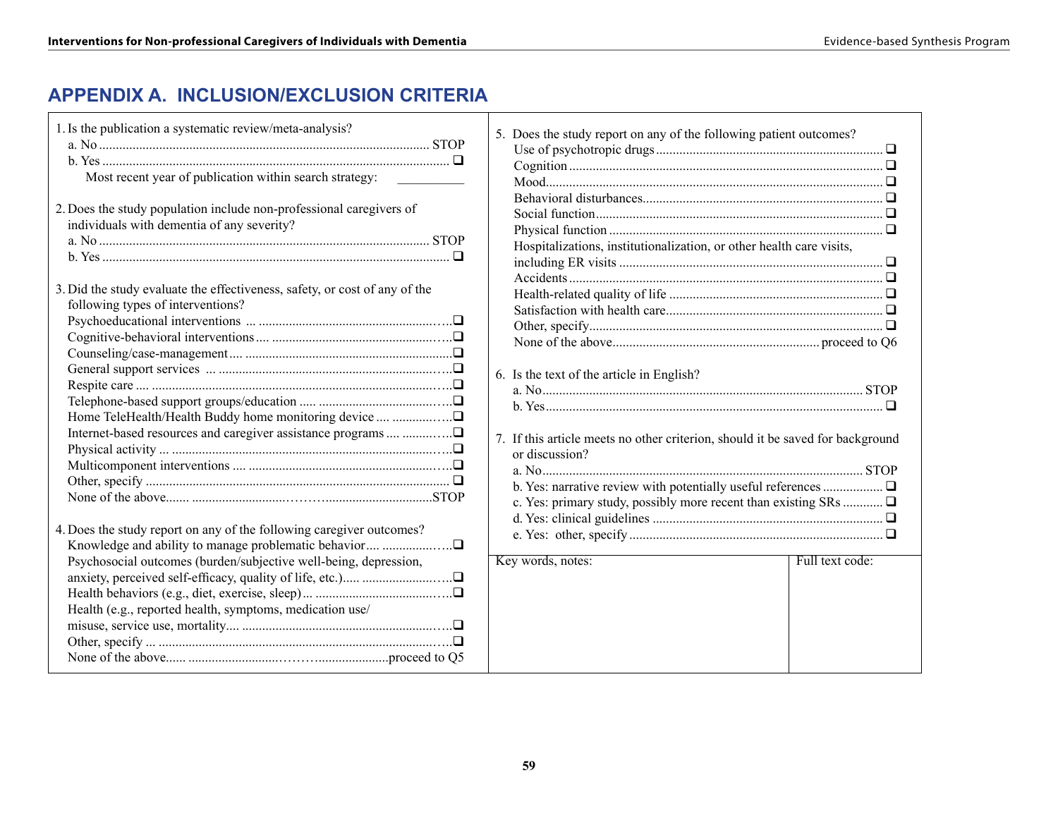# APPENDIX A. INCLUSION/EXCLUSION CRITERIA

1. Is the publication a systematic review/meta-analysis?
   - a. No .......... STOP
   - b. Yes .......... ❑
   - Most recent year of publication within search strategy: __________

2. Does the study population include non-professional caregivers of individuals with dementia of any severity?
   - a. No .......... STOP
   - b. Yes .......... ❑

3. Did the study evaluate the effectiveness, safety, or cost of any of the following types of interventions?
   - Psychoeducational interventions .......... ❑
   - Cognitive-behavioral interventions .......... ❑
   - Counseling/case-management .......... ❑
   - General support services .......... ❑
   - Respite care .......... ❑
   - Telephone-based support groups/education .......... ❑
   - Home TeleHealth/Health Buddy home monitoring device .......... ❑
   - Internet-based resources and caregiver assistance programs .......... ❑
   - Physical activity .......... ❑
   - Multicomponent interventions .......... ❑
   - Other, specify .......... ❑
   - None of the above.......... STOP

4. Does the study report on any of the following caregiver outcomes?
   - Knowledge and ability to manage problematic behavior .......... ❑
   - Psychosocial outcomes (burden/subjective well-being, depression, anxiety, perceived self-efficacy, quality of life, etc.) .......... ❑
   - Health behaviors (e.g., diet, exercise, sleep) .......... ❑
   - Health (e.g., reported health, symptoms, medication use/misuse, service use, mortality .......... ❑
   - Other, specify .......... ❑
   - None of the above.......... proceed to Q5

5. Does the study report on any of the following patient outcomes?
   - Use of psychotropic drugs .......... ❑
   - Cognition .......... ❑
   - Mood .......... ❑
   - Behavioral disturbances .......... ❑
   - Social function .......... ❑
   - Physical function .......... ❑
   - Hospitalizations, institutionalization, or other health care visits, including ER visits .......... ❑
   - Accidents .......... ❑
   - Health-related quality of life .......... ❑
   - Satisfaction with health care .......... ❑
   - Other, specify .......... ❑
   - None of the above .......... proceed to Q6

6. Is the text of the article in English?
   - a. No .......... STOP
   - b. Yes .......... ❑

7. If this article meets no other criterion, should it be saved for background or discussion?
   - a. No .......... STOP
   - b. Yes: narrative review with potentially useful references .......... ❑
   - c. Yes: primary study, possibly more recent than existing SRs .......... ❑
   - d. Yes: clinical guidelines .......... ❑
   - e. Yes: other, specify .......... ❑

| Key words, notes: | Full text code: |
|---|---|
| | |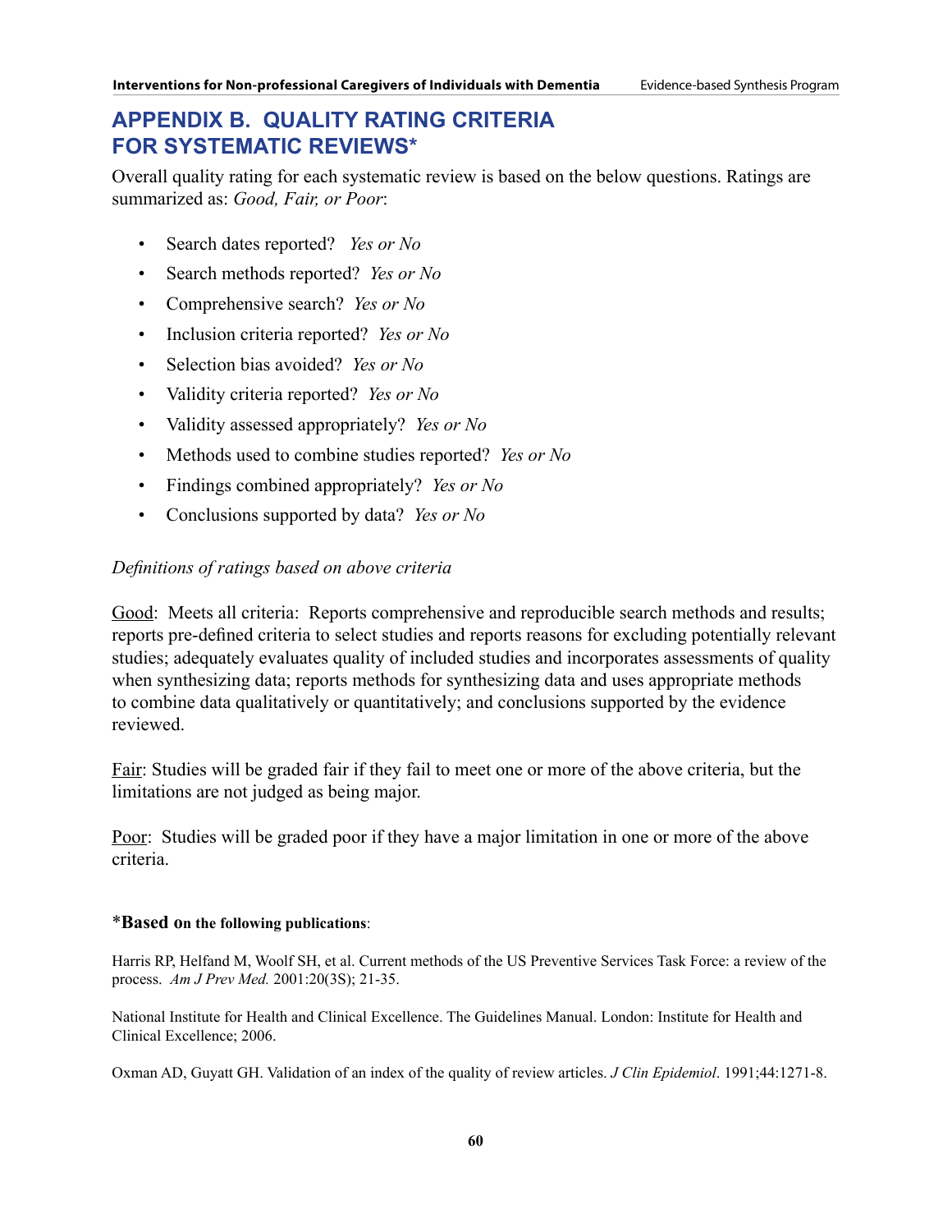# APPENDIX B. QUALITY RATING CRITERIA FOR SYSTEMATIC REVIEWS*

Overall quality rating for each systematic review is based on the below questions. Ratings are summarized as: *Good, Fair, or Poor*:

- Search dates reported? *Yes or No*
- Search methods reported? *Yes or No*
- Comprehensive search? *Yes or No*
- Inclusion criteria reported? *Yes or No*
- Selection bias avoided? *Yes or No*
- Validity criteria reported? *Yes or No*
- Validity assessed appropriately? *Yes or No*
- Methods used to combine studies reported? *Yes or No*
- Findings combined appropriately? *Yes or No*
- Conclusions supported by data? *Yes or No*

*Definitions of ratings based on above criteria*

Good: Meets all criteria: Reports comprehensive and reproducible search methods and results; reports pre-defined criteria to select studies and reports reasons for excluding potentially relevant studies; adequately evaluates quality of included studies and incorporates assessments of quality when synthesizing data; reports methods for synthesizing data and uses appropriate methods to combine data qualitatively or quantitatively; and conclusions supported by the evidence reviewed.

Fair: Studies will be graded fair if they fail to meet one or more of the above criteria, but the limitations are not judged as being major.

Poor: Studies will be graded poor if they have a major limitation in one or more of the above criteria.

***Based on the following publications**:

Harris RP, Helfand M, Woolf SH, et al. Current methods of the US Preventive Services Task Force: a review of the process. *Am J Prev Med.* 2001:20(3S); 21-35.

National Institute for Health and Clinical Excellence. The Guidelines Manual. London: Institute for Health and Clinical Excellence; 2006.

Oxman AD, Guyatt GH. Validation of an index of the quality of review articles. *J Clin Epidemiol*. 1991;44:1271-8.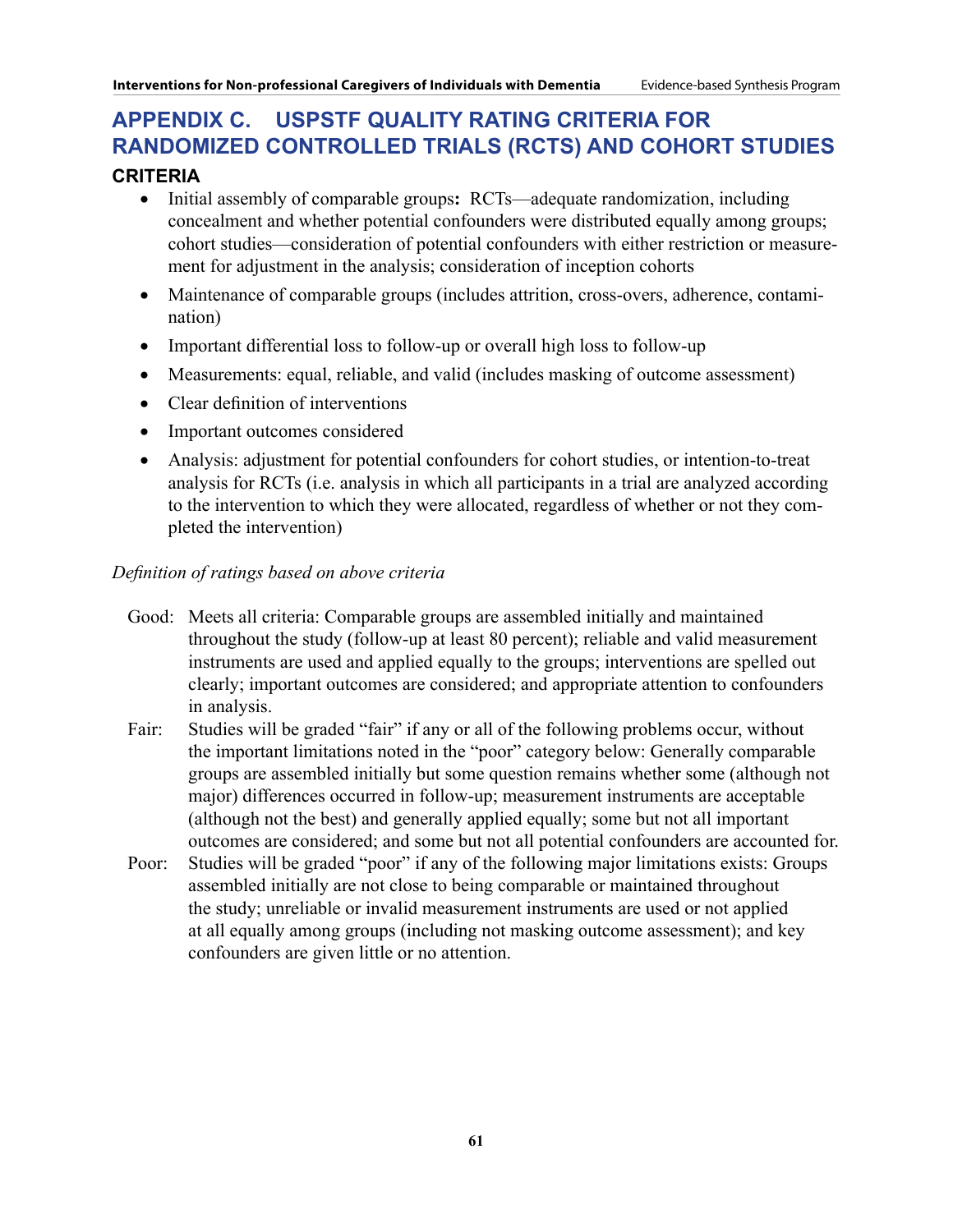# APPENDIX C. USPSTF QUALITY RATING CRITERIA FOR RANDOMIZED CONTROLLED TRIALS (RCTS) AND COHORT STUDIES

## CRITERIA

- Initial assembly of comparable groups**:** RCTs—adequate randomization, including concealment and whether potential confounders were distributed equally among groups; cohort studies—consideration of potential confounders with either restriction or measurement for adjustment in the analysis; consideration of inception cohorts
- Maintenance of comparable groups (includes attrition, cross-overs, adherence, contamination)
- Important differential loss to follow-up or overall high loss to follow-up
- Measurements: equal, reliable, and valid (includes masking of outcome assessment)
- Clear definition of interventions
- Important outcomes considered
- Analysis: adjustment for potential confounders for cohort studies, or intention-to-treat analysis for RCTs (i.e. analysis in which all participants in a trial are analyzed according to the intervention to which they were allocated, regardless of whether or not they completed the intervention)

*Definition of ratings based on above criteria*

Good: Meets all criteria: Comparable groups are assembled initially and maintained throughout the study (follow-up at least 80 percent); reliable and valid measurement instruments are used and applied equally to the groups; interventions are spelled out clearly; important outcomes are considered; and appropriate attention to confounders in analysis.

Fair: Studies will be graded "fair" if any or all of the following problems occur, without the important limitations noted in the "poor" category below: Generally comparable groups are assembled initially but some question remains whether some (although not major) differences occurred in follow-up; measurement instruments are acceptable (although not the best) and generally applied equally; some but not all important outcomes are considered; and some but not all potential confounders are accounted for.

Poor: Studies will be graded "poor" if any of the following major limitations exists: Groups assembled initially are not close to being comparable or maintained throughout the study; unreliable or invalid measurement instruments are used or not applied at all equally among groups (including not masking outcome assessment); and key confounders are given little or no attention.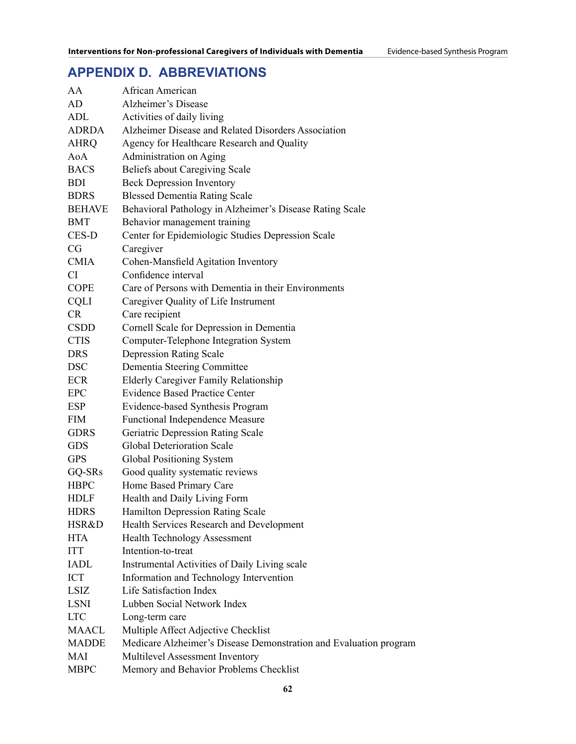# APPENDIX D. ABBREVIATIONS

| | |
|---|---|
| AA | African American |
| AD | Alzheimer's Disease |
| ADL | Activities of daily living |
| ADRDA | Alzheimer Disease and Related Disorders Association |
| AHRQ | Agency for Healthcare Research and Quality |
| AoA | Administration on Aging |
| BACS | Beliefs about Caregiving Scale |
| BDI | Beck Depression Inventory |
| BDRS | Blessed Dementia Rating Scale |
| BEHAVE | Behavioral Pathology in Alzheimer's Disease Rating Scale |
| BMT | Behavior management training |
| CES-D | Center for Epidemiologic Studies Depression Scale |
| CG | Caregiver |
| CMIA | Cohen-Mansfield Agitation Inventory |
| CI | Confidence interval |
| COPE | Care of Persons with Dementia in their Environments |
| CQLI | Caregiver Quality of Life Instrument |
| CR | Care recipient |
| CSDD | Cornell Scale for Depression in Dementia |
| CTIS | Computer-Telephone Integration System |
| DRS | Depression Rating Scale |
| DSC | Dementia Steering Committee |
| ECR | Elderly Caregiver Family Relationship |
| EPC | Evidence Based Practice Center |
| ESP | Evidence-based Synthesis Program |
| FIM | Functional Independence Measure |
| GDRS | Geriatric Depression Rating Scale |
| GDS | Global Deterioration Scale |
| GPS | Global Positioning System |
| GQ-SRs | Good quality systematic reviews |
| HBPC | Home Based Primary Care |
| HDLF | Health and Daily Living Form |
| HDRS | Hamilton Depression Rating Scale |
| HSR&D | Health Services Research and Development |
| HTA | Health Technology Assessment |
| ITT | Intention-to-treat |
| IADL | Instrumental Activities of Daily Living scale |
| ICT | Information and Technology Intervention |
| LSIZ | Life Satisfaction Index |
| LSNI | Lubben Social Network Index |
| LTC | Long-term care |
| MAACL | Multiple Affect Adjective Checklist |
| MADDE | Medicare Alzheimer's Disease Demonstration and Evaluation program |
| MAI | Multilevel Assessment Inventory |
| MBPC | Memory and Behavior Problems Checklist |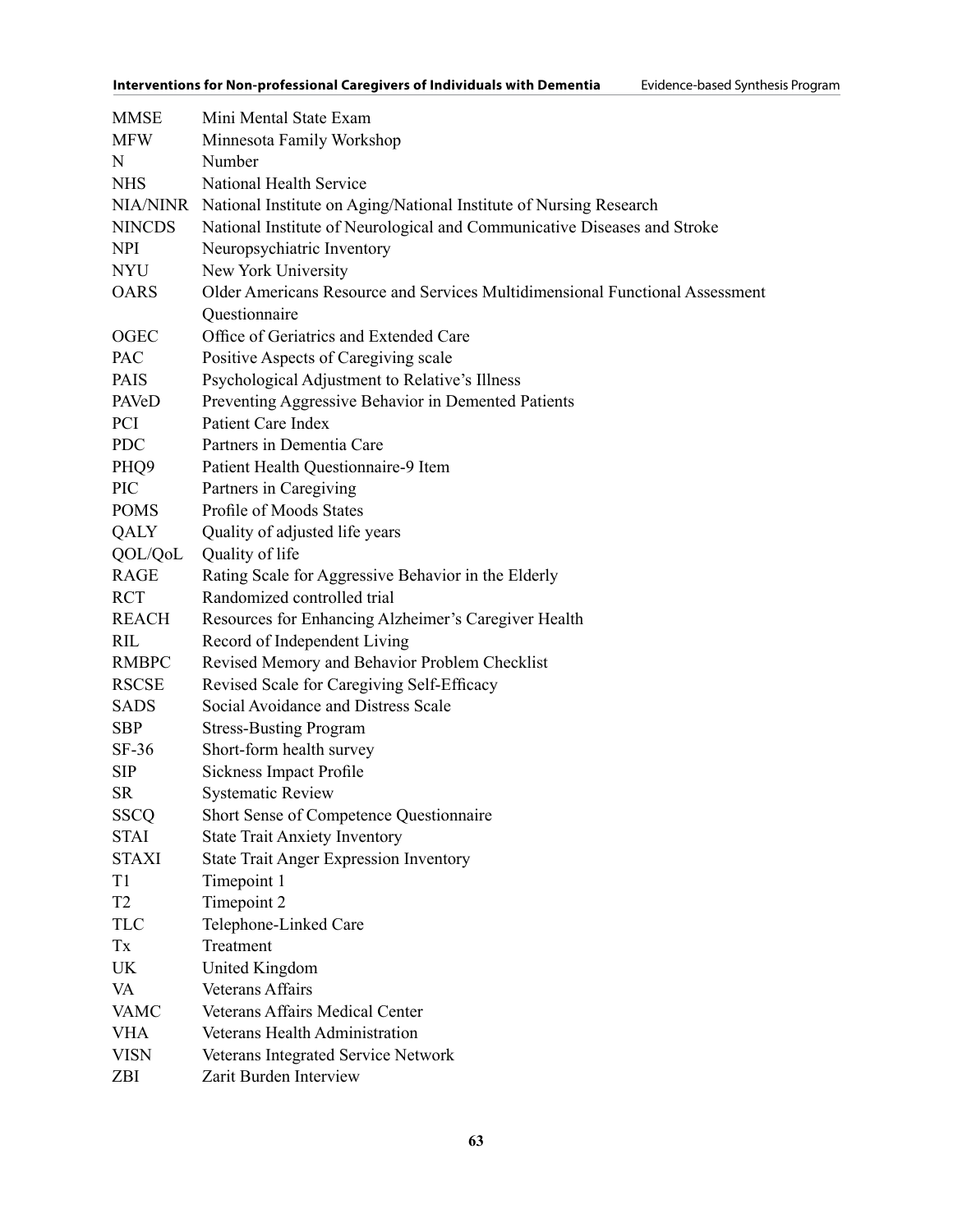| | |
|---|---|
| MMSE | Mini Mental State Exam |
| MFW | Minnesota Family Workshop |
| N | Number |
| NHS | National Health Service |
| NIA/NINR | National Institute on Aging/National Institute of Nursing Research |
| NINCDS | National Institute of Neurological and Communicative Diseases and Stroke |
| NPI | Neuropsychiatric Inventory |
| NYU | New York University |
| OARS | Older Americans Resource and Services Multidimensional Functional Assessment Questionnaire |
| OGEC | Office of Geriatrics and Extended Care |
| PAC | Positive Aspects of Caregiving scale |
| PAIS | Psychological Adjustment to Relative's Illness |
| PAVeD | Preventing Aggressive Behavior in Demented Patients |
| PCI | Patient Care Index |
| PDC | Partners in Dementia Care |
| PHQ9 | Patient Health Questionnaire-9 Item |
| PIC | Partners in Caregiving |
| POMS | Profile of Moods States |
| QALY | Quality of adjusted life years |
| QOL/QoL | Quality of life |
| RAGE | Rating Scale for Aggressive Behavior in the Elderly |
| RCT | Randomized controlled trial |
| REACH | Resources for Enhancing Alzheimer's Caregiver Health |
| RIL | Record of Independent Living |
| RMBPC | Revised Memory and Behavior Problem Checklist |
| RSCSE | Revised Scale for Caregiving Self-Efficacy |
| SADS | Social Avoidance and Distress Scale |
| SBP | Stress-Busting Program |
| SF-36 | Short-form health survey |
| SIP | Sickness Impact Profile |
| SR | Systematic Review |
| SSCQ | Short Sense of Competence Questionnaire |
| STAI | State Trait Anxiety Inventory |
| STAXI | State Trait Anger Expression Inventory |
| T1 | Timepoint 1 |
| T2 | Timepoint 2 |
| TLC | Telephone-Linked Care |
| Tx | Treatment |
| UK | United Kingdom |
| VA | Veterans Affairs |
| VAMC | Veterans Affairs Medical Center |
| VHA | Veterans Health Administration |
| VISN | Veterans Integrated Service Network |
| ZBI | Zarit Burden Interview |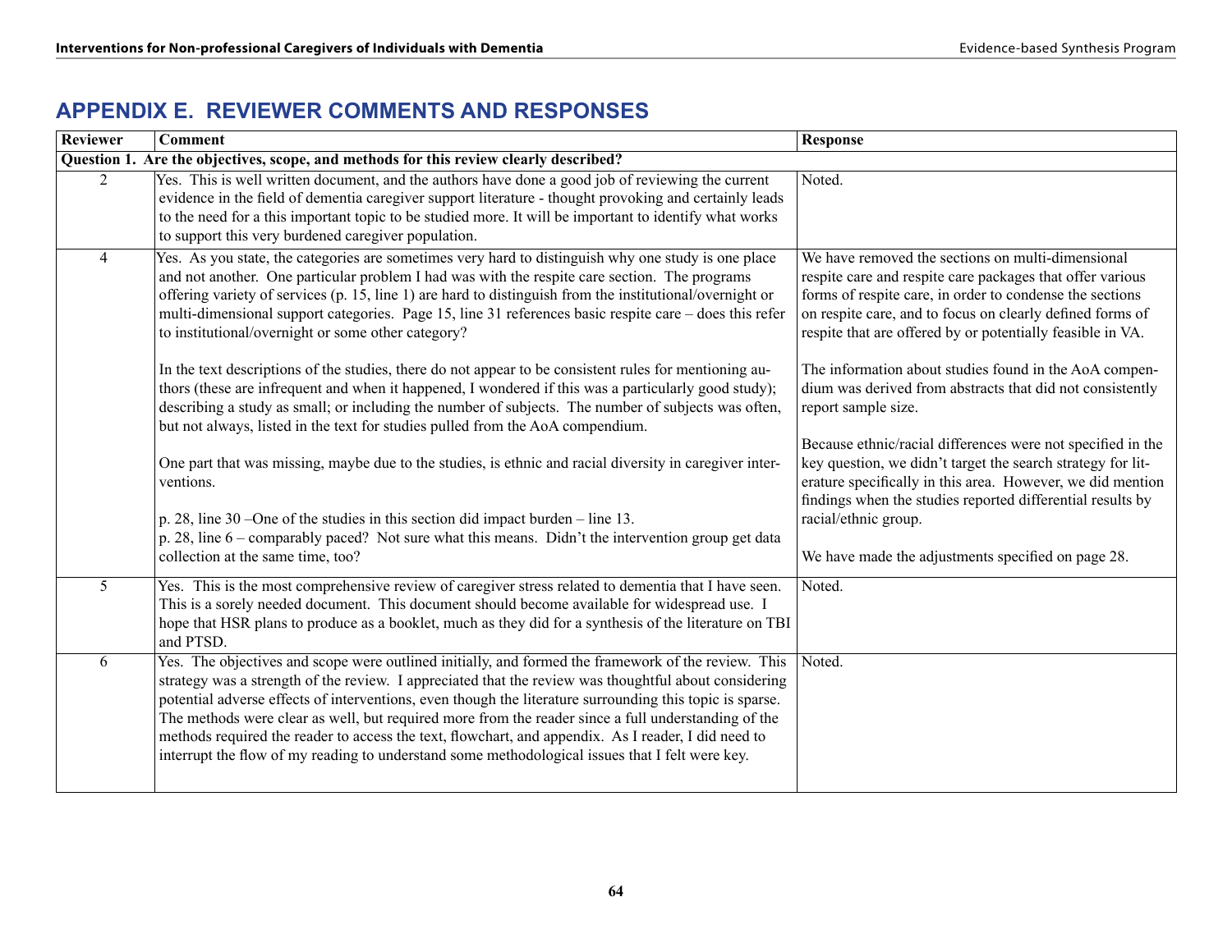# APPENDIX E. REVIEWER COMMENTS AND RESPONSES

| Reviewer | Comment | Response |
|---|---|---|
| **Question 1. Are the objectives, scope, and methods for this review clearly described?** | | |
| 2 | Yes. This is well written document, and the authors have done a good job of reviewing the current evidence in the field of dementia caregiver support literature - thought provoking and certainly leads to the need for a this important topic to be studied more. It will be important to identify what works to support this very burdened caregiver population. | Noted. |
| 4 | Yes. As you state, the categories are sometimes very hard to distinguish why one study is one place and not another. One particular problem I had was with the respite care section. The programs offering variety of services (p. 15, line 1) are hard to distinguish from the institutional/overnight or multi-dimensional support categories. Page 15, line 31 references basic respite care – does this refer to institutional/overnight or some other category?<br><br>In the text descriptions of the studies, there do not appear to be consistent rules for mentioning authors (these are infrequent and when it happened, I wondered if this was a particularly good study); describing a study as small; or including the number of subjects. The number of subjects was often, but not always, listed in the text for studies pulled from the AoA compendium.<br><br>One part that was missing, maybe due to the studies, is ethnic and racial diversity in caregiver interventions.<br><br>p. 28, line 30 –One of the studies in this section did impact burden – line 13.<br>p. 28, line 6 – comparably paced? Not sure what this means. Didn't the intervention group get data collection at the same time, too? | We have removed the sections on multi-dimensional respite care and respite care packages that offer various forms of respite care, in order to condense the sections on respite care, and to focus on clearly defined forms of respite that are offered by or potentially feasible in VA.<br><br>The information about studies found in the AoA compendium was derived from abstracts that did not consistently report sample size.<br><br>Because ethnic/racial differences were not specified in the key question, we didn't target the search strategy for literature specifically in this area. However, we did mention findings when the studies reported differential results by racial/ethnic group.<br><br>We have made the adjustments specified on page 28. |
| 5 | Yes. This is the most comprehensive review of caregiver stress related to dementia that I have seen. This is a sorely needed document. This document should become available for widespread use. I hope that HSR plans to produce as a booklet, much as they did for a synthesis of the literature on TBI and PTSD. | Noted. |
| 6 | Yes. The objectives and scope were outlined initially, and formed the framework of the review. This strategy was a strength of the review. I appreciated that the review was thoughtful about considering potential adverse effects of interventions, even though the literature surrounding this topic is sparse. The methods were clear as well, but required more from the reader since a full understanding of the methods required the reader to access the text, flowchart, and appendix. As I reader, I did need to interrupt the flow of my reading to understand some methodological issues that I felt were key. | Noted. |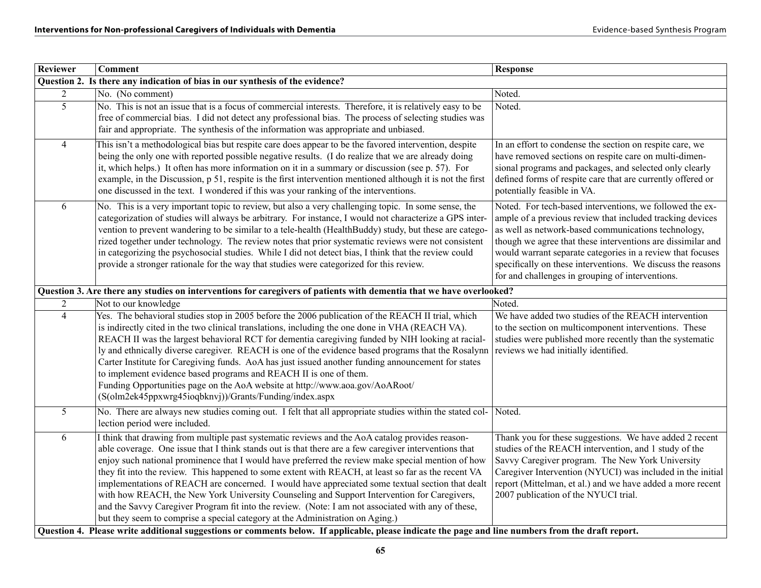| Reviewer | Comment | Response |
|---|---|---|
| **Question 2. Is there any indication of bias in our synthesis of the evidence?** | | |
| 2 | No. (No comment) | Noted. |
| 5 | No. This is not an issue that is a focus of commercial interests. Therefore, it is relatively easy to be free of commercial bias. I did not detect any professional bias. The process of selecting studies was fair and appropriate. The synthesis of the information was appropriate and unbiased. | Noted. |
| 4 | This isn't a methodological bias but respite care does appear to be the favored intervention, despite being the only one with reported possible negative results. (I do realize that we are already doing it, which helps.) It often has more information on it in a summary or discussion (see p. 57). For example, in the Discussion, p 51, respite is the first intervention mentioned although it is not the first one discussed in the text. I wondered if this was your ranking of the interventions. | In an effort to condense the section on respite care, we have removed sections on respite care on multi-dimensional programs and packages, and selected only clearly defined forms of respite care that are currently offered or potentially feasible in VA. |
| 6 | No. This is a very important topic to review, but also a very challenging topic. In some sense, the categorization of studies will always be arbitrary. For instance, I would not characterize a GPS intervention to prevent wandering to be similar to a tele-health (HealthBuddy) study, but these are categorized together under technology. The review notes that prior systematic reviews were not consistent in categorizing the psychosocial studies. While I did not detect bias, I think that the review could provide a stronger rationale for the way that studies were categorized for this review. | Noted. For tech-based interventions, we followed the example of a previous review that included tracking devices as well as network-based communications technology, though we agree that these interventions are dissimilar and would warrant separate categories in a review that focuses specifically on these interventions. We discuss the reasons for and challenges in grouping of interventions. |
| **Question 3. Are there any studies on interventions for caregivers of patients with dementia that we have overlooked?** | | |
| 2 | Not to our knowledge | Noted. |
| 4 | Yes. The behavioral studies stop in 2005 before the 2006 publication of the REACH II trial, which is indirectly cited in the two clinical translations, including the one done in VHA (REACH VA). REACH II was the largest behavioral RCT for dementia caregiving funded by NIH looking at racially and ethnically diverse caregiver. REACH is one of the evidence based programs that the Rosalynn Carter Institute for Caregiving funds. AoA has just issued another funding announcement for states to implement evidence based programs and REACH II is one of them. Funding Opportunities page on the AoA website at http://www.aoa.gov/AoARoot/(S(olm2ek45ppxwrg45ioqbknvj))/Grants/Funding/index.aspx | We have added two studies of the REACH intervention to the section on multicomponent interventions. These studies were published more recently than the systematic reviews we had initially identified. |
| 5 | No. There are always new studies coming out. I felt that all appropriate studies within the stated collection period were included. | Noted. |
| 6 | I think that drawing from multiple past systematic reviews and the AoA catalog provides reasonable coverage. One issue that I think stands out is that there are a few caregiver interventions that enjoy such national prominence that I would have preferred the review make special mention of how they fit into the review. This happened to some extent with REACH, at least so far as the recent VA implementations of REACH are concerned. I would have appreciated some textual section that dealt with how REACH, the New York University Counseling and Support Intervention for Caregivers, and the Savvy Caregiver Program fit into the review. (Note: I am not associated with any of these, but they seem to comprise a special category at the Administration on Aging.) | Thank you for these suggestions. We have added 2 recent studies of the REACH intervention, and 1 study of the Savvy Caregiver program. The New York University Caregiver Intervention (NYUCI) was included in the initial report (Mittelman, et al.) and we have added a more recent 2007 publication of the NYUCI trial. |
| **Question 4. Please write additional suggestions or comments below. If applicable, please indicate the page and line numbers from the draft report.** | | |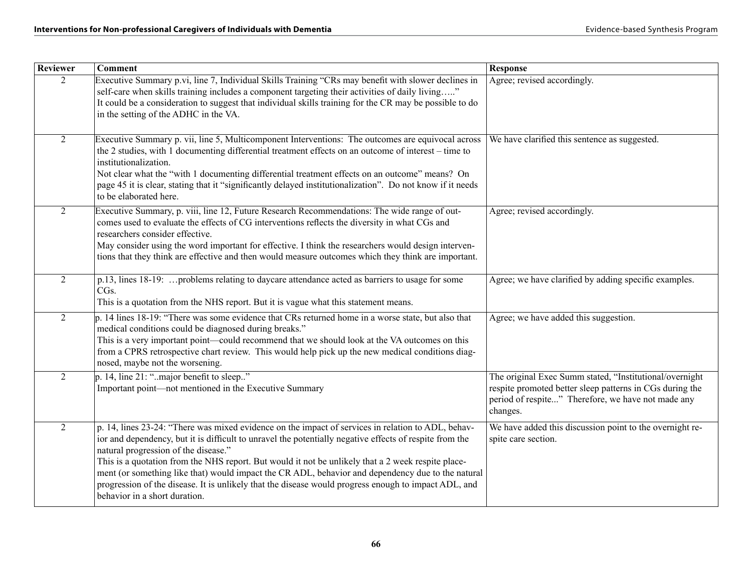| Reviewer | Comment | Response |
|---|---|---|
| 2 | Executive Summary p.vi, line 7, Individual Skills Training "CRs may benefit with slower declines in self-care when skills training includes a component targeting their activities of daily living….." <br> It could be a consideration to suggest that individual skills training for the CR may be possible to do in the setting of the ADHC in the VA. | Agree; revised accordingly. |
| 2 | Executive Summary p. vii, line 5, Multicomponent Interventions: The outcomes are equivocal across the 2 studies, with 1 documenting differential treatment effects on an outcome of interest – time to institutionalization. <br> Not clear what the "with 1 documenting differential treatment effects on an outcome" means? On page 45 it is clear, stating that it "significantly delayed institutionalization". Do not know if it needs to be elaborated here. | We have clarified this sentence as suggested. |
| 2 | Executive Summary, p. viii, line 12, Future Research Recommendations: The wide range of outcomes used to evaluate the effects of CG interventions reflects the diversity in what CGs and researchers consider effective. <br> May consider using the word important for effective. I think the researchers would design interventions that they think are effective and then would measure outcomes which they think are important. | Agree; revised accordingly. |
| 2 | p.13, lines 18-19: …problems relating to daycare attendance acted as barriers to usage for some CGs. <br> This is a quotation from the NHS report. But it is vague what this statement means. | Agree; we have clarified by adding specific examples. |
| 2 | p. 14 lines 18-19: "There was some evidence that CRs returned home in a worse state, but also that medical conditions could be diagnosed during breaks." <br> This is a very important point—could recommend that we should look at the VA outcomes on this from a CPRS retrospective chart review. This would help pick up the new medical conditions diagnosed, maybe not the worsening. | Agree; we have added this suggestion. |
| 2 | p. 14, line 21: "..major benefit to sleep.." <br> Important point—not mentioned in the Executive Summary | The original Exec Summ stated, "Institutional/overnight respite promoted better sleep patterns in CGs during the period of respite..." Therefore, we have not made any changes. |
| 2 | p. 14, lines 23-24: "There was mixed evidence on the impact of services in relation to ADL, behavior and dependency, but it is difficult to unravel the potentially negative effects of respite from the natural progression of the disease." <br> This is a quotation from the NHS report. But would it not be unlikely that a 2 week respite placement (or something like that) would impact the CR ADL, behavior and dependency due to the natural progression of the disease. It is unlikely that the disease would progress enough to impact ADL, and behavior in a short duration. | We have added this discussion point to the overnight respite care section. |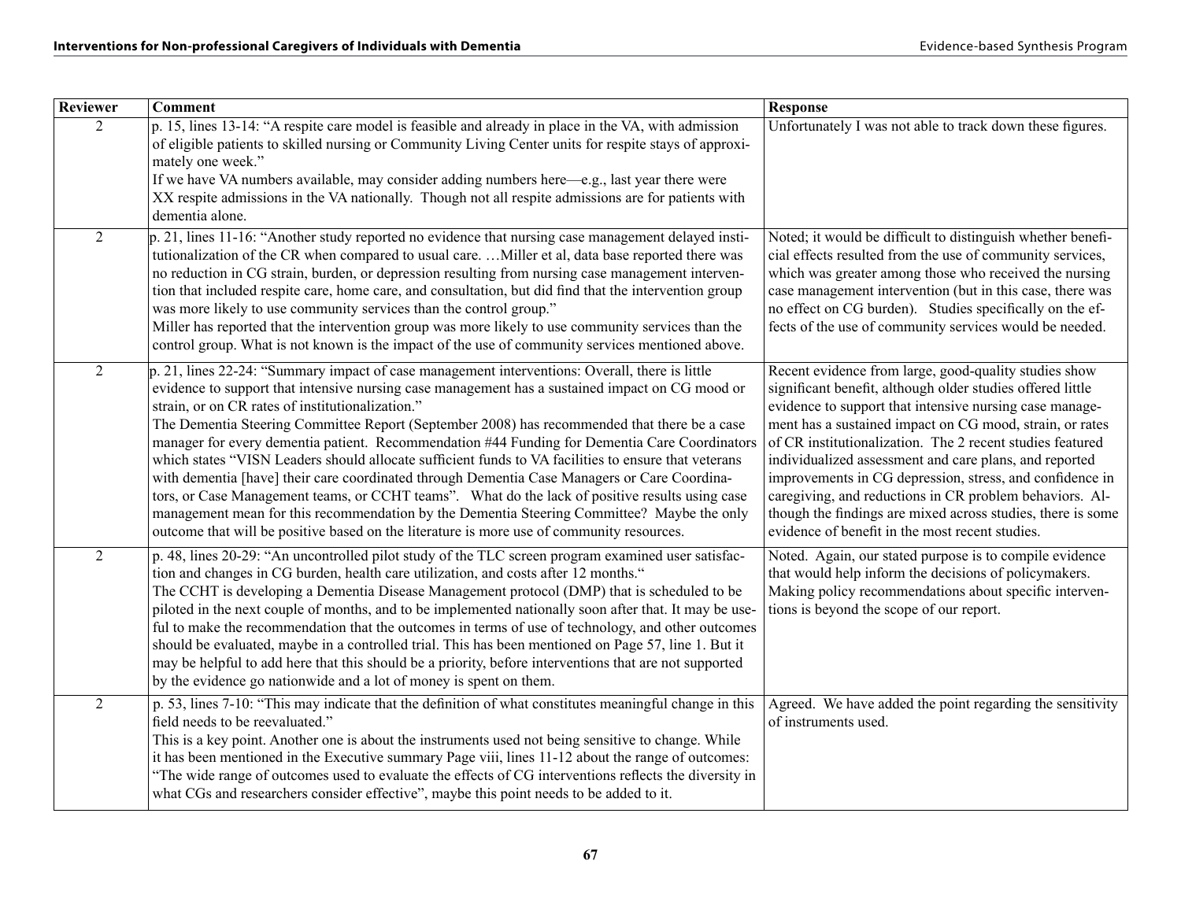| Reviewer | Comment | Response |
|---|---|---|
| 2 | p. 15, lines 13-14: "A respite care model is feasible and already in place in the VA, with admission of eligible patients to skilled nursing or Community Living Center units for respite stays of approximately one week."<br>If we have VA numbers available, may consider adding numbers here—e.g., last year there were XX respite admissions in the VA nationally. Though not all respite admissions are for patients with dementia alone. | Unfortunately I was not able to track down these figures. |
| 2 | p. 21, lines 11-16: "Another study reported no evidence that nursing case management delayed institutionalization of the CR when compared to usual care. …Miller et al, data base reported there was no reduction in CG strain, burden, or depression resulting from nursing case management intervention that included respite care, home care, and consultation, but did find that the intervention group was more likely to use community services than the control group."<br>Miller has reported that the intervention group was more likely to use community services than the control group. What is not known is the impact of the use of community services mentioned above. | Noted; it would be difficult to distinguish whether beneficial effects resulted from the use of community services, which was greater among those who received the nursing case management intervention (but in this case, there was no effect on CG burden). Studies specifically on the effects of the use of community services would be needed. |
| 2 | p. 21, lines 22-24: "Summary impact of case management interventions: Overall, there is little evidence to support that intensive nursing case management has a sustained impact on CG mood or strain, or on CR rates of institutionalization."<br>The Dementia Steering Committee Report (September 2008) has recommended that there be a case manager for every dementia patient. Recommendation #44 Funding for Dementia Care Coordinators which states "VISN Leaders should allocate sufficient funds to VA facilities to ensure that veterans with dementia [have] their care coordinated through Dementia Case Managers or Care Coordinators, or Case Management teams, or CCHT teams". What do the lack of positive results using case management mean for this recommendation by the Dementia Steering Committee? Maybe the only outcome that will be positive based on the literature is more use of community resources. | Recent evidence from large, good-quality studies show significant benefit, although older studies offered little evidence to support that intensive nursing case management has a sustained impact on CG mood, strain, or rates of CR institutionalization. The 2 recent studies featured individualized assessment and care plans, and reported improvements in CG depression, stress, and confidence in caregiving, and reductions in CR problem behaviors. Although the findings are mixed across studies, there is some evidence of benefit in the most recent studies. |
| 2 | p. 48, lines 20-29: "An uncontrolled pilot study of the TLC screen program examined user satisfaction and changes in CG burden, health care utilization, and costs after 12 months."<br>The CCHT is developing a Dementia Disease Management protocol (DMP) that is scheduled to be piloted in the next couple of months, and to be implemented nationally soon after that. It may be useful to make the recommendation that the outcomes in terms of use of technology, and other outcomes should be evaluated, maybe in a controlled trial. This has been mentioned on Page 57, line 1. But it may be helpful to add here that this should be a priority, before interventions that are not supported by the evidence go nationwide and a lot of money is spent on them. | Noted. Again, our stated purpose is to compile evidence that would help inform the decisions of policymakers. Making policy recommendations about specific interventions is beyond the scope of our report. |
| 2 | p. 53, lines 7-10: "This may indicate that the definition of what constitutes meaningful change in this field needs to be reevaluated."<br>This is a key point. Another one is about the instruments used not being sensitive to change. While it has been mentioned in the Executive summary Page viii, lines 11-12 about the range of outcomes: "The wide range of outcomes used to evaluate the effects of CG interventions reflects the diversity in what CGs and researchers consider effective", maybe this point needs to be added to it. | Agreed. We have added the point regarding the sensitivity of instruments used. |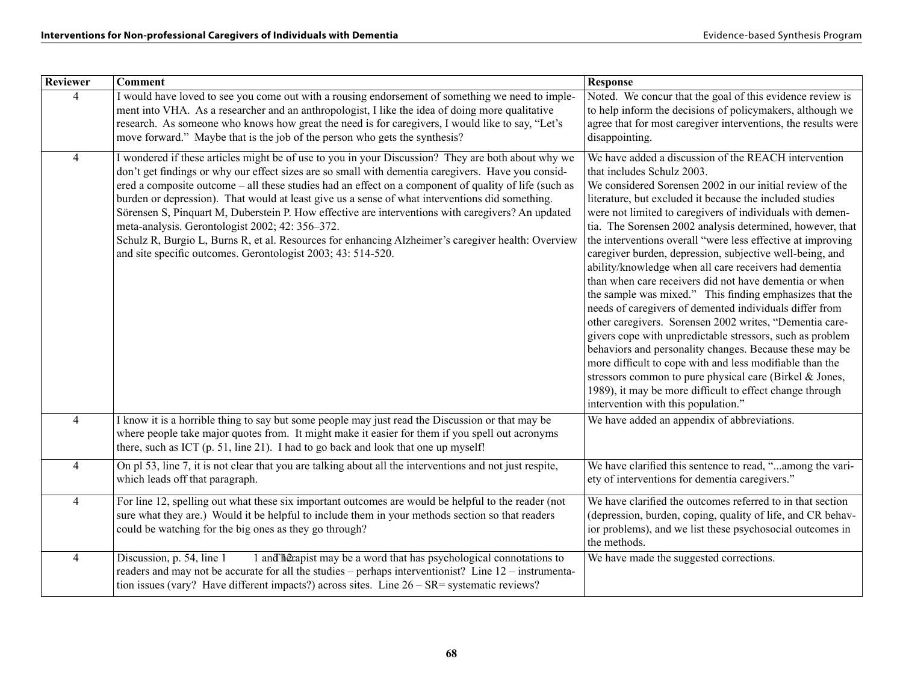| Reviewer | Comment | Response |
|---|---|---|
| 4 | I would have loved to see you come out with a rousing endorsement of something we need to implement into VHA. As a researcher and an anthropologist, I like the idea of doing more qualitative research. As someone who knows how great the need is for caregivers, I would like to say, "Let's move forward." Maybe that is the job of the person who gets the synthesis? | Noted. We concur that the goal of this evidence review is to help inform the decisions of policymakers, although we agree that for most caregiver interventions, the results were disappointing. |
| 4 | I wondered if these articles might be of use to you in your Discussion? They are both about why we don't get findings or why our effect sizes are so small with dementia caregivers. Have you considered a composite outcome – all these studies had an effect on a component of quality of life (such as burden or depression). That would at least give us a sense of what interventions did something.<br>Sörensen S, Pinquart M, Duberstein P. How effective are interventions with caregivers? An updated meta-analysis. Gerontologist 2002; 42: 356–372.<br>Schulz R, Burgio L, Burns R, et al. Resources for enhancing Alzheimer's caregiver health: Overview and site specific outcomes. Gerontologist 2003; 43: 514-520. | We have added a discussion of the REACH intervention that includes Schulz 2003.<br>We considered Sorensen 2002 in our initial review of the literature, but excluded it because the included studies were not limited to caregivers of individuals with dementia. The Sorensen 2002 analysis determined, however, that the interventions overall "were less effective at improving caregiver burden, depression, subjective well-being, and ability/knowledge when all care receivers had dementia than when care receivers did not have dementia or when the sample was mixed." This finding emphasizes that the needs of caregivers of demented individuals differ from other caregivers. Sorensen 2002 writes, "Dementia caregivers cope with unpredictable stressors, such as problem behaviors and personality changes. Because these may be more difficult to cope with and less modifiable than the stressors common to pure physical care (Birkel & Jones, 1989), it may be more difficult to effect change through intervention with this population." |
| 4 | I know it is a horrible thing to say but some people may just read the Discussion or that may be where people take major quotes from. It might make it easier for them if you spell out acronyms there, such as ICT (p. 51, line 21). I had to go back and look that one up myself! | We have added an appendix of abbreviations. |
| 4 | On pl 53, line 7, it is not clear that you are talking about all the interventions and not just respite, which leads off that paragraph. | We have clarified this sentence to read, "...among the variety of interventions for dementia caregivers." |
| 4 | For line 12, spelling out what these six important outcomes are would be helpful to the reader (not sure what they are.) Would it be helpful to include them in your methods section so that readers could be watching for the big ones as they go through? | We have clarified the outcomes referred to in that section (depression, burden, coping, quality of life, and CR behavior problems), and we list these psychosocial outcomes in the methods. |
| 4 | Discussion, p. 54, line 1 and 12. Therapist may be a word that has psychological connotations to readers and may not be accurate for all the studies – perhaps interventionist? Line 12 – instrumentation issues (vary? Have different impacts?) across sites. Line 26 – SR= systematic reviews? | We have made the suggested corrections. |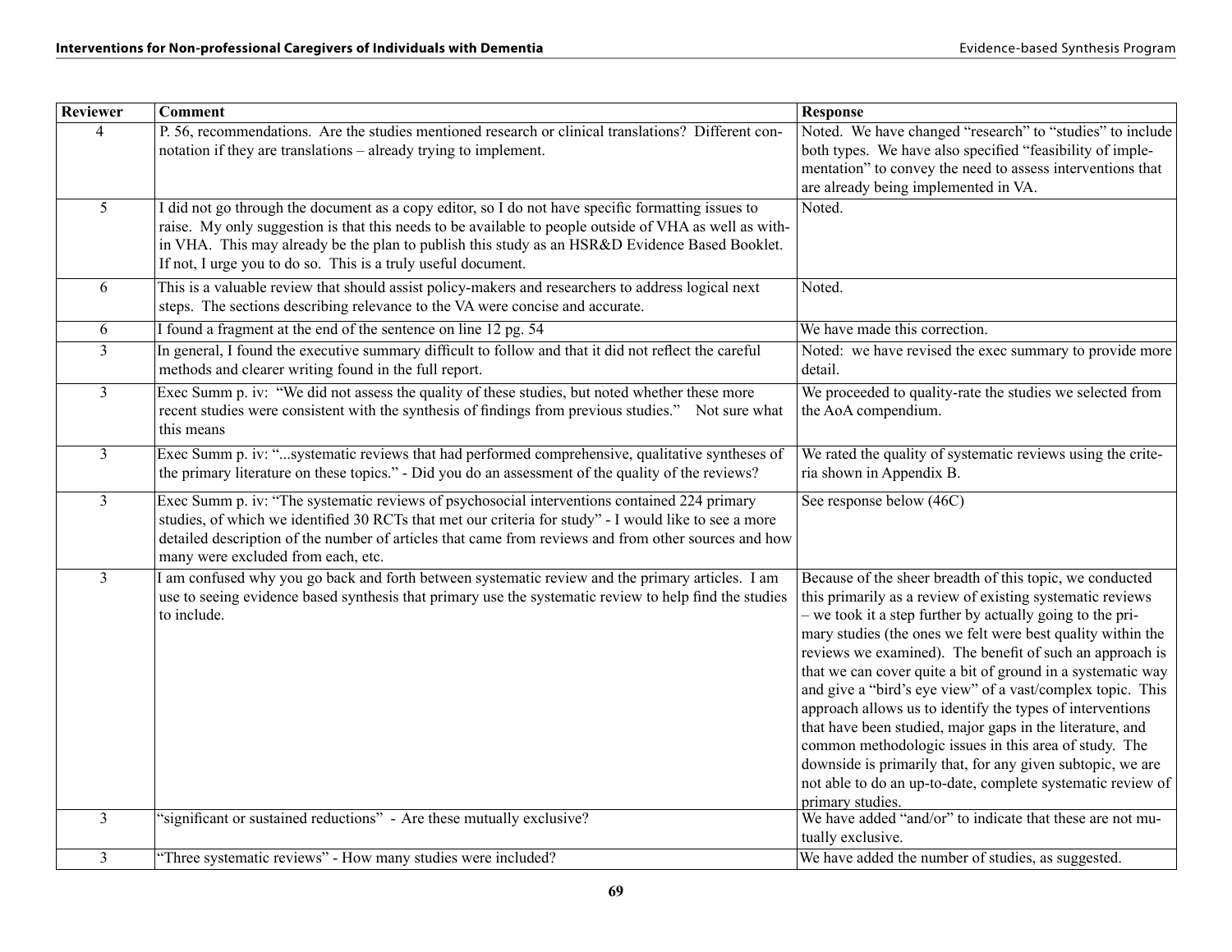| Reviewer | Comment | Response |
|---|---|---|
| 4 | P. 56, recommendations. Are the studies mentioned research or clinical translations? Different connotation if they are translations – already trying to implement. | Noted. We have changed "research" to "studies" to include both types. We have also specified "feasibility of implementation" to convey the need to assess interventions that are already being implemented in VA. |
| 5 | I did not go through the document as a copy editor, so I do not have specific formatting issues to raise. My only suggestion is that this needs to be available to people outside of VHA as well as within VHA. This may already be the plan to publish this study as an HSR&D Evidence Based Booklet. If not, I urge you to do so. This is a truly useful document. | Noted. |
| 6 | This is a valuable review that should assist policy-makers and researchers to address logical next steps. The sections describing relevance to the VA were concise and accurate. | Noted. |
| 6 | I found a fragment at the end of the sentence on line 12 pg. 54 | We have made this correction. |
| 3 | In general, I found the executive summary difficult to follow and that it did not reflect the careful methods and clearer writing found in the full report. | Noted: we have revised the exec summary to provide more detail. |
| 3 | Exec Summ p. iv: "We did not assess the quality of these studies, but noted whether these more recent studies were consistent with the synthesis of findings from previous studies." Not sure what this means | We proceeded to quality-rate the studies we selected from the AoA compendium. |
| 3 | Exec Summ p. iv: "...systematic reviews that had performed comprehensive, qualitative syntheses of the primary literature on these topics." - Did you do an assessment of the quality of the reviews? | We rated the quality of systematic reviews using the criteria shown in Appendix B. |
| 3 | Exec Summ p. iv: "The systematic reviews of psychosocial interventions contained 224 primary studies, of which we identified 30 RCTs that met our criteria for study" - I would like to see a more detailed description of the number of articles that came from reviews and from other sources and how many were excluded from each, etc. | See response below (46C) |
| 3 | I am confused why you go back and forth between systematic review and the primary articles. I am use to seeing evidence based synthesis that primary use the systematic review to help find the studies to include. | Because of the sheer breadth of this topic, we conducted this primarily as a review of existing systematic reviews – we took it a step further by actually going to the primary studies (the ones we felt were best quality within the reviews we examined). The benefit of such an approach is that we can cover quite a bit of ground in a systematic way and give a "bird's eye view" of a vast/complex topic. This approach allows us to identify the types of interventions that have been studied, major gaps in the literature, and common methodologic issues in this area of study. The downside is primarily that, for any given subtopic, we are not able to do an up-to-date, complete systematic review of primary studies. |
| 3 | "significant or sustained reductions" - Are these mutually exclusive? | We have added "and/or" to indicate that these are not mutually exclusive. |
| 3 | "Three systematic reviews" - How many studies were included? | We have added the number of studies, as suggested. |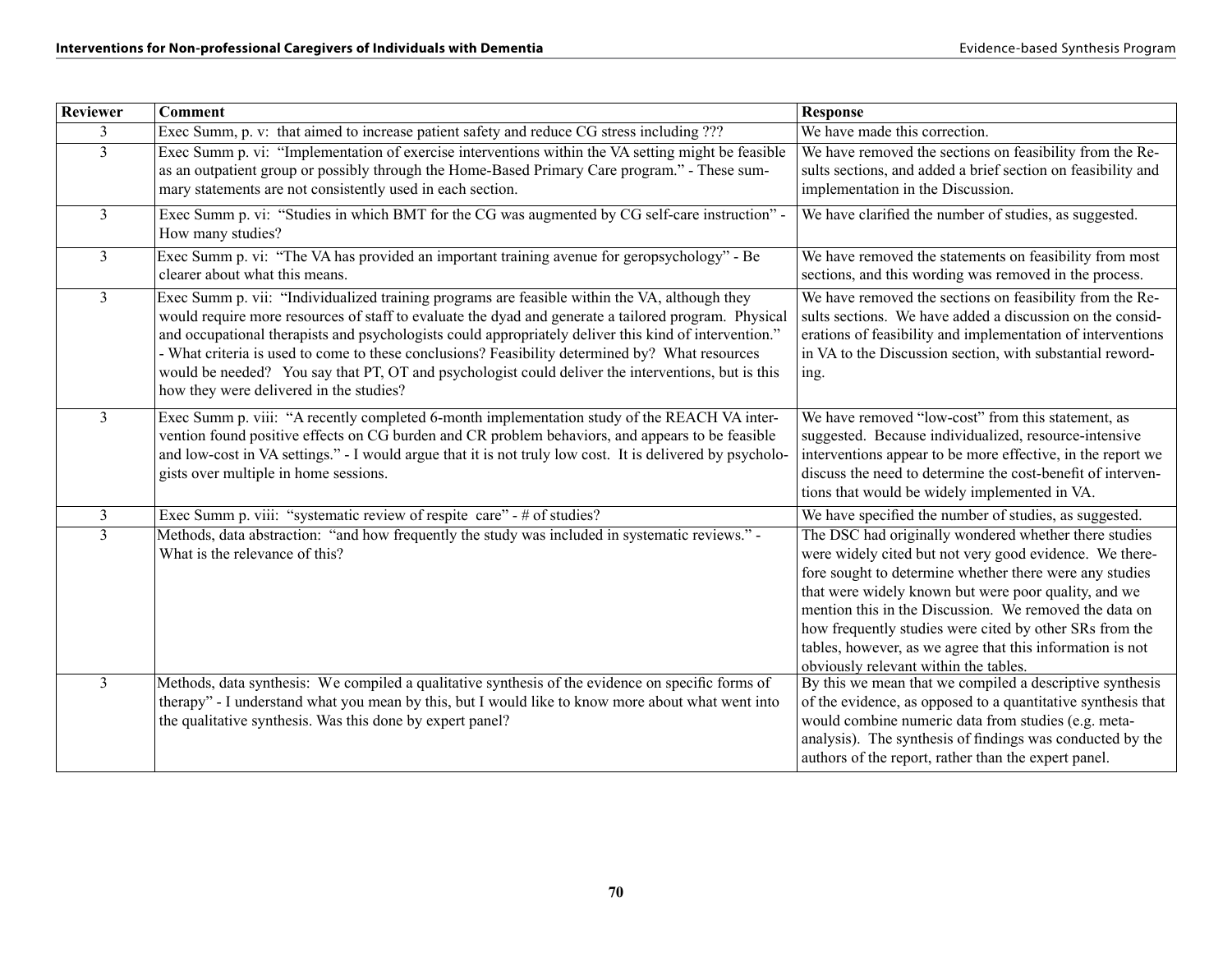| Reviewer | Comment | Response |
|---|---|---|
| 3 | Exec Summ, p. v: that aimed to increase patient safety and reduce CG stress including ??? | We have made this correction. |
| 3 | Exec Summ p. vi: "Implementation of exercise interventions within the VA setting might be feasible as an outpatient group or possibly through the Home-Based Primary Care program." - These summary statements are not consistently used in each section. | We have removed the sections on feasibility from the Results sections, and added a brief section on feasibility and implementation in the Discussion. |
| 3 | Exec Summ p. vi: "Studies in which BMT for the CG was augmented by CG self-care instruction" - How many studies? | We have clarified the number of studies, as suggested. |
| 3 | Exec Summ p. vi: "The VA has provided an important training avenue for geropsychology" - Be clearer about what this means. | We have removed the statements on feasibility from most sections, and this wording was removed in the process. |
| 3 | Exec Summ p. vii: "Individualized training programs are feasible within the VA, although they would require more resources of staff to evaluate the dyad and generate a tailored program. Physical and occupational therapists and psychologists could appropriately deliver this kind of intervention." - What criteria is used to come to these conclusions? Feasibility determined by? What resources would be needed? You say that PT, OT and psychologist could deliver the interventions, but is this how they were delivered in the studies? | We have removed the sections on feasibility from the Results sections. We have added a discussion on the considerations of feasibility and implementation of interventions in VA to the Discussion section, with substantial rewording. |
| 3 | Exec Summ p. viii: "A recently completed 6-month implementation study of the REACH VA intervention found positive effects on CG burden and CR problem behaviors, and appears to be feasible and low-cost in VA settings." - I would argue that it is not truly low cost. It is delivered by psychologists over multiple in home sessions. | We have removed "low-cost" from this statement, as suggested. Because individualized, resource-intensive interventions appear to be more effective, in the report we discuss the need to determine the cost-benefit of interventions that would be widely implemented in VA. |
| 3 | Exec Summ p. viii: "systematic review of respite care" - # of studies? | We have specified the number of studies, as suggested. |
| 3 | Methods, data abstraction: "and how frequently the study was included in systematic reviews." - What is the relevance of this? | The DSC had originally wondered whether there studies were widely cited but not very good evidence. We therefore sought to determine whether there were any studies that were widely known but were poor quality, and we mention this in the Discussion. We removed the data on how frequently studies were cited by other SRs from the tables, however, as we agree that this information is not obviously relevant within the tables. |
| 3 | Methods, data synthesis: We compiled a qualitative synthesis of the evidence on specific forms of therapy" - I understand what you mean by this, but I would like to know more about what went into the qualitative synthesis. Was this done by expert panel? | By this we mean that we compiled a descriptive synthesis of the evidence, as opposed to a quantitative synthesis that would combine numeric data from studies (e.g. meta-analysis). The synthesis of findings was conducted by the authors of the report, rather than the expert panel. |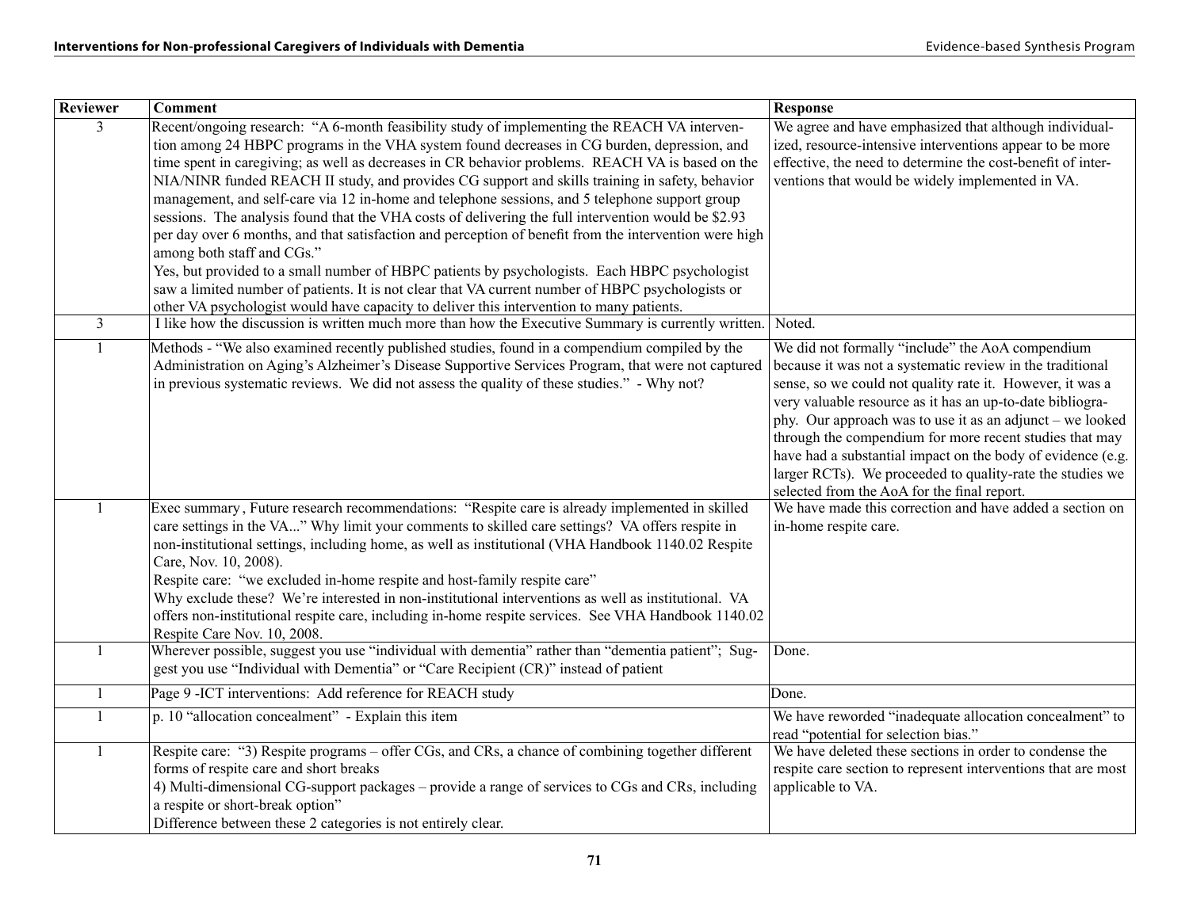| Reviewer | Comment | Response |
|---|---|---|
| 3 | Recent/ongoing research: "A 6-month feasibility study of implementing the REACH VA intervention among 24 HBPC programs in the VHA system found decreases in CG burden, depression, and time spent in caregiving; as well as decreases in CR behavior problems. REACH VA is based on the NIA/NINR funded REACH II study, and provides CG support and skills training in safety, behavior management, and self-care via 12 in-home and telephone sessions, and 5 telephone support group sessions. The analysis found that the VHA costs of delivering the full intervention would be $2.93 per day over 6 months, and that satisfaction and perception of benefit from the intervention were high among both staff and CGs." Yes, but provided to a small number of HBPC patients by psychologists. Each HBPC psychologist saw a limited number of patients. It is not clear that VA current number of HBPC psychologists or other VA psychologist would have capacity to deliver this intervention to many patients. | We agree and have emphasized that although individualized, resource-intensive interventions appear to be more effective, the need to determine the cost-benefit of interventions that would be widely implemented in VA. |
| 3 | I like how the discussion is written much more than how the Executive Summary is currently written. | Noted. |
| 1 | Methods - "We also examined recently published studies, found in a compendium compiled by the Administration on Aging's Alzheimer's Disease Supportive Services Program, that were not captured in previous systematic reviews. We did not assess the quality of these studies." - Why not? | We did not formally "include" the AoA compendium because it was not a systematic review in the traditional sense, so we could not quality rate it. However, it was a very valuable resource as it has an up-to-date bibliography. Our approach was to use it as an adjunct – we looked through the compendium for more recent studies that may have had a substantial impact on the body of evidence (e.g. larger RCTs). We proceeded to quality-rate the studies we selected from the AoA for the final report. |
| 1 | Exec summary, Future research recommendations: "Respite care is already implemented in skilled care settings in the VA..." Why limit your comments to skilled care settings? VA offers respite in non-institutional settings, including home, as well as institutional (VHA Handbook 1140.02 Respite Care, Nov. 10, 2008). Respite care: "we excluded in-home respite and host-family respite care" Why exclude these? We're interested in non-institutional interventions as well as institutional. VA offers non-institutional respite care, including in-home respite services. See VHA Handbook 1140.02 Respite Care Nov. 10, 2008. | We have made this correction and have added a section on in-home respite care. |
| 1 | Wherever possible, suggest you use "individual with dementia" rather than "dementia patient"; Suggest you use "Individual with Dementia" or "Care Recipient (CR)" instead of patient | Done. |
| 1 | Page 9 -ICT interventions: Add reference for REACH study | Done. |
| 1 | p. 10 "allocation concealment" - Explain this item | We have reworded "inadequate allocation concealment" to read "potential for selection bias." |
| 1 | Respite care: "3) Respite programs – offer CGs, and CRs, a chance of combining together different forms of respite care and short breaks 4) Multi-dimensional CG-support packages – provide a range of services to CGs and CRs, including a respite or short-break option" Difference between these 2 categories is not entirely clear. | We have deleted these sections in order to condense the respite care section to represent interventions that are most applicable to VA. |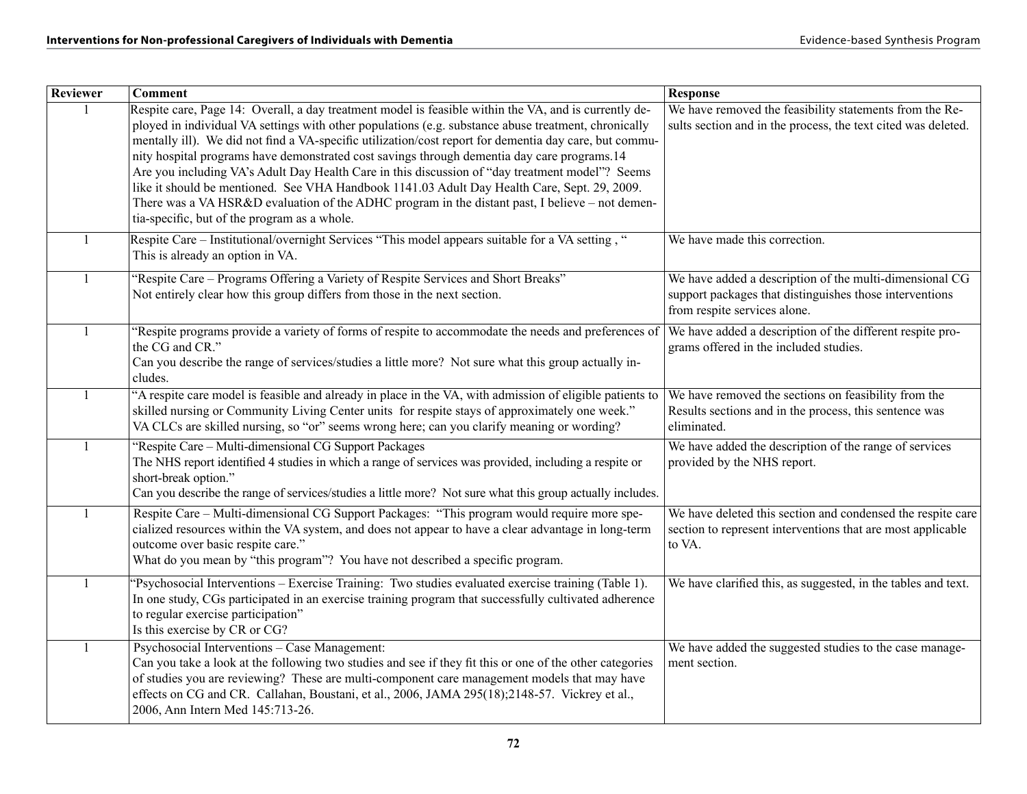| Reviewer | Comment | Response |
| --- | --- | --- |
| 1 | Respite care, Page 14: Overall, a day treatment model is feasible within the VA, and is currently deployed in individual VA settings with other populations (e.g. substance abuse treatment, chronically mentally ill). We did not find a VA-specific utilization/cost report for dementia day care, but community hospital programs have demonstrated cost savings through dementia day care programs.14<br>Are you including VA's Adult Day Health Care in this discussion of "day treatment model"? Seems like it should be mentioned. See VHA Handbook 1141.03 Adult Day Health Care, Sept. 29, 2009. There was a VA HSR&D evaluation of the ADHC program in the distant past, I believe – not dementia-specific, but of the program as a whole. | We have removed the feasibility statements from the Results section and in the process, the text cited was deleted. |
| 1 | Respite Care – Institutional/overnight Services "This model appears suitable for a VA setting , "<br>This is already an option in VA. | We have made this correction. |
| 1 | "Respite Care – Programs Offering a Variety of Respite Services and Short Breaks"<br>Not entirely clear how this group differs from those in the next section. | We have added a description of the multi-dimensional CG support packages that distinguishes those interventions from respite services alone. |
| 1 | "Respite programs provide a variety of forms of respite to accommodate the needs and preferences of the CG and CR."<br>Can you describe the range of services/studies a little more? Not sure what this group actually includes. | We have added a description of the different respite programs offered in the included studies. |
| 1 | "A respite care model is feasible and already in place in the VA, with admission of eligible patients to skilled nursing or Community Living Center units for respite stays of approximately one week."<br>VA CLCs are skilled nursing, so "or" seems wrong here; can you clarify meaning or wording? | We have removed the sections on feasibility from the Results sections and in the process, this sentence was eliminated. |
| 1 | "Respite Care – Multi-dimensional CG Support Packages<br>The NHS report identified 4 studies in which a range of services was provided, including a respite or short-break option."<br>Can you describe the range of services/studies a little more? Not sure what this group actually includes. | We have added the description of the range of services provided by the NHS report. |
| 1 | Respite Care – Multi-dimensional CG Support Packages: "This program would require more specialized resources within the VA system, and does not appear to have a clear advantage in long-term outcome over basic respite care."<br>What do you mean by "this program"? You have not described a specific program. | We have deleted this section and condensed the respite care section to represent interventions that are most applicable to VA. |
| 1 | "Psychosocial Interventions – Exercise Training: Two studies evaluated exercise training (Table 1). In one study, CGs participated in an exercise training program that successfully cultivated adherence to regular exercise participation"<br>Is this exercise by CR or CG? | We have clarified this, as suggested, in the tables and text. |
| 1 | Psychosocial Interventions – Case Management:<br>Can you take a look at the following two studies and see if they fit this or one of the other categories of studies you are reviewing? These are multi-component care management models that may have effects on CG and CR. Callahan, Boustani, et al., 2006, JAMA 295(18);2148-57. Vickrey et al., 2006, Ann Intern Med 145:713-26. | We have added the suggested studies to the case management section. |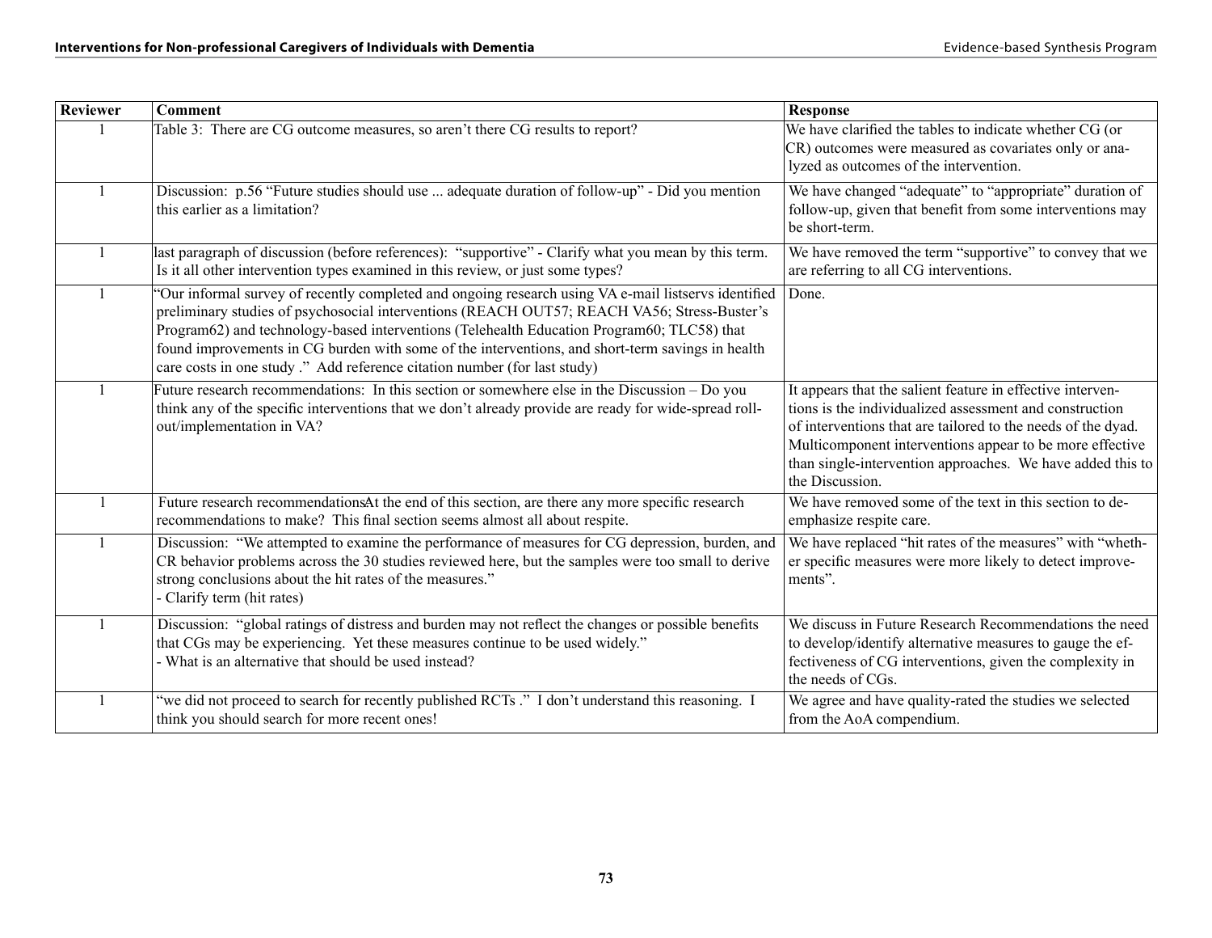| Reviewer | Comment | Response |
|---|---|---|
| 1 | Table 3: There are CG outcome measures, so aren't there CG results to report? | We have clarified the tables to indicate whether CG (or CR) outcomes were measured as covariates only or analyzed as outcomes of the intervention. |
| 1 | Discussion: p.56 "Future studies should use ... adequate duration of follow-up" - Did you mention this earlier as a limitation? | We have changed "adequate" to "appropriate" duration of follow-up, given that benefit from some interventions may be short-term. |
| 1 | last paragraph of discussion (before references): "supportive" - Clarify what you mean by this term. Is it all other intervention types examined in this review, or just some types? | We have removed the term "supportive" to convey that we are referring to all CG interventions. |
| 1 | "Our informal survey of recently completed and ongoing research using VA e-mail listservs identified preliminary studies of psychosocial interventions (REACH OUT57; REACH VA56; Stress-Buster's Program62) and technology-based interventions (Telehealth Education Program60; TLC58) that found improvements in CG burden with some of the interventions, and short-term savings in health care costs in one study ." Add reference citation number (for last study) | Done. |
| 1 | Future research recommendations: In this section or somewhere else in the Discussion – Do you think any of the specific interventions that we don't already provide are ready for wide-spread roll-out/implementation in VA? | It appears that the salient feature in effective interventions is the individualized assessment and construction of interventions that are tailored to the needs of the dyad. Multicomponent interventions appear to be more effective than single-intervention approaches. We have added this to the Discussion. |
| 1 | Future research recommendationsAt the end of this section, are there any more specific research recommendations to make? This final section seems almost all about respite. | We have removed some of the text in this section to de-emphasize respite care. |
| 1 | Discussion: "We attempted to examine the performance of measures for CG depression, burden, and CR behavior problems across the 30 studies reviewed here, but the samples were too small to derive strong conclusions about the hit rates of the measures."<br>- Clarify term (hit rates) | We have replaced "hit rates of the measures" with "whether specific measures were more likely to detect improvements". |
| 1 | Discussion: "global ratings of distress and burden may not reflect the changes or possible benefits that CGs may be experiencing. Yet these measures continue to be used widely."<br>- What is an alternative that should be used instead? | We discuss in Future Research Recommendations the need to develop/identify alternative measures to gauge the effectiveness of CG interventions, given the complexity in the needs of CGs. |
| 1 | "we did not proceed to search for recently published RCTs ." I don't understand this reasoning. I think you should search for more recent ones! | We agree and have quality-rated the studies we selected from the AoA compendium. |